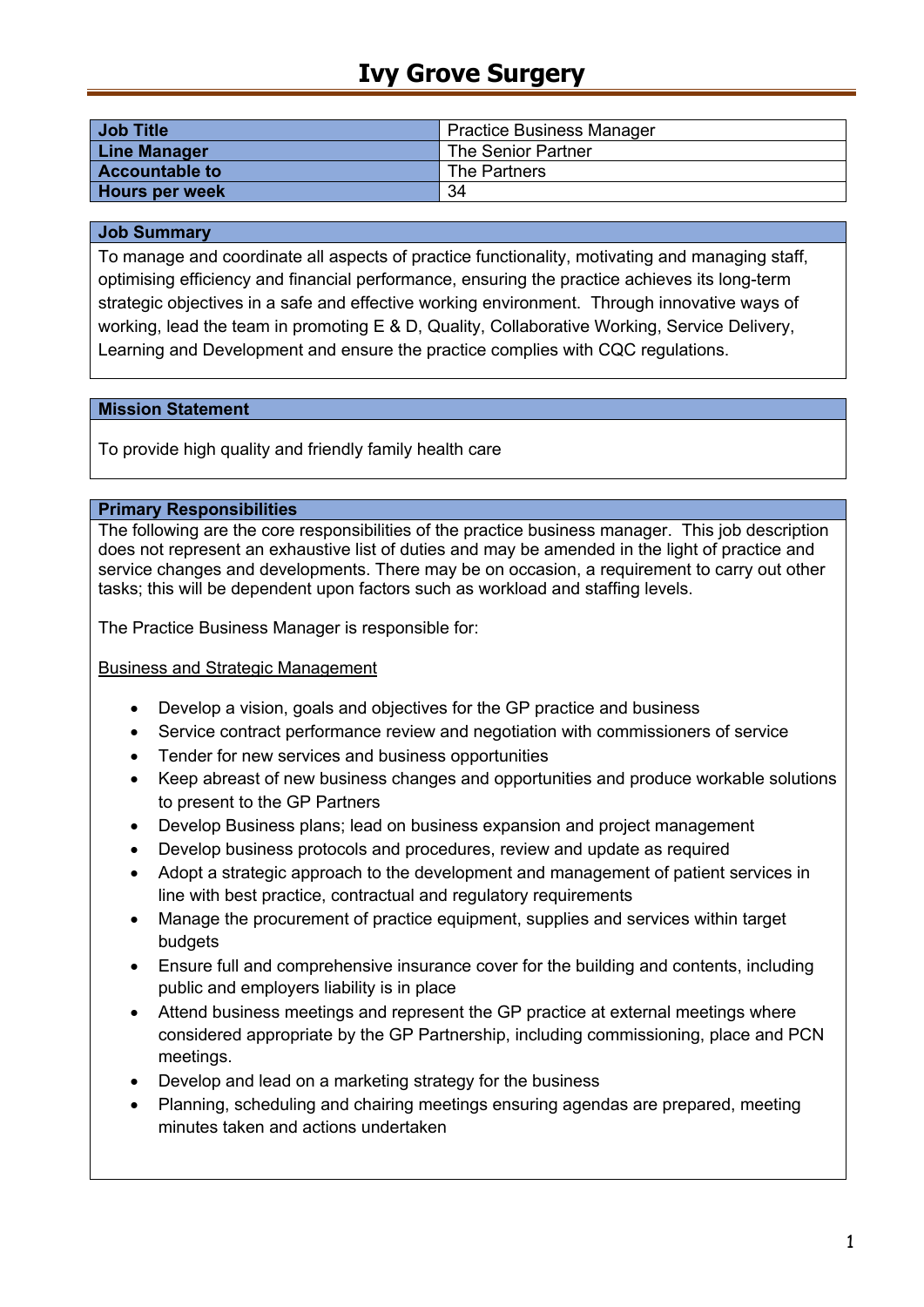# Ivy Grove Surgery

| Job Title | Practice Business Manager |
|---|---|
| Line Manager | The Senior Partner |
| Accountable to | The Partners |
| Hours per week | 34 |

## Job Summary

To manage and coordinate all aspects of practice functionality, motivating and managing staff, optimising efficiency and financial performance, ensuring the practice achieves its long-term strategic objectives in a safe and effective working environment. Through innovative ways of working, lead the team in promoting E & D, Quality, Collaborative Working, Service Delivery, Learning and Development and ensure the practice complies with CQC regulations.

## Mission Statement

To provide high quality and friendly family health care

## Primary Responsibilities

The following are the core responsibilities of the practice business manager. This job description does not represent an exhaustive list of duties and may be amended in the light of practice and service changes and developments. There may be on occasion, a requirement to carry out other tasks; this will be dependent upon factors such as workload and staffing levels.

The Practice Business Manager is responsible for:

Business and Strategic Management

- Develop a vision, goals and objectives for the GP practice and business
- Service contract performance review and negotiation with commissioners of service
- Tender for new services and business opportunities
- Keep abreast of new business changes and opportunities and produce workable solutions to present to the GP Partners
- Develop Business plans; lead on business expansion and project management
- Develop business protocols and procedures, review and update as required
- Adopt a strategic approach to the development and management of patient services in line with best practice, contractual and regulatory requirements
- Manage the procurement of practice equipment, supplies and services within target budgets
- Ensure full and comprehensive insurance cover for the building and contents, including public and employers liability is in place
- Attend business meetings and represent the GP practice at external meetings where considered appropriate by the GP Partnership, including commissioning, place and PCN meetings.
- Develop and lead on a marketing strategy for the business
- Planning, scheduling and chairing meetings ensuring agendas are prepared, meeting minutes taken and actions undertaken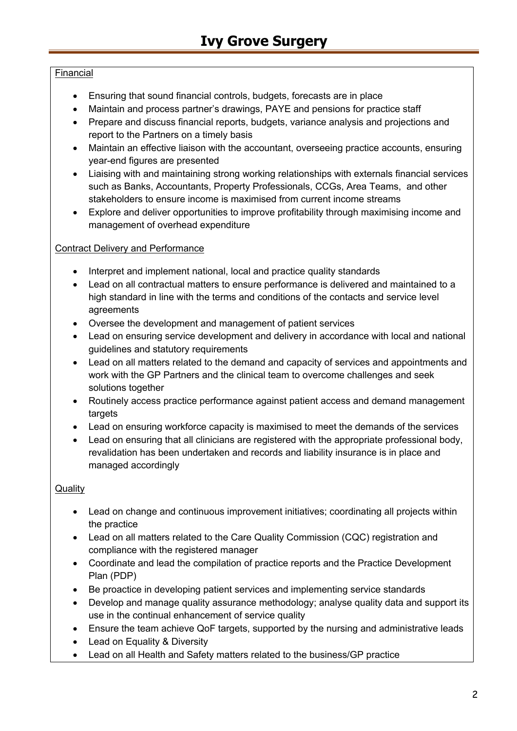### Financial

- Ensuring that sound financial controls, budgets, forecasts are in place
- Maintain and process partner's drawings, PAYE and pensions for practice staff
- Prepare and discuss financial reports, budgets, variance analysis and projections and report to the Partners on a timely basis
- Maintain an effective liaison with the accountant, overseeing practice accounts, ensuring year-end figures are presented
- Liaising with and maintaining strong working relationships with externals financial services such as Banks, Accountants, Property Professionals, CCGs, Area Teams,  and other stakeholders to ensure income is maximised from current income streams
- Explore and deliver opportunities to improve profitability through maximising income and management of overhead expenditure

### Contract Delivery and Performance

- Interpret and implement national, local and practice quality standards
- Lead on all contractual matters to ensure performance is delivered and maintained to a high standard in line with the terms and conditions of the contacts and service level agreements
- Oversee the development and management of patient services
- Lead on ensuring service development and delivery in accordance with local and national guidelines and statutory requirements
- Lead on all matters related to the demand and capacity of services and appointments and work with the GP Partners and the clinical team to overcome challenges and seek solutions together
- Routinely access practice performance against patient access and demand management targets
- Lead on ensuring workforce capacity is maximised to meet the demands of the services
- Lead on ensuring that all clinicians are registered with the appropriate professional body, revalidation has been undertaken and records and liability insurance is in place and managed accordingly

### Quality

- Lead on change and continuous improvement initiatives; coordinating all projects within the practice
- Lead on all matters related to the Care Quality Commission (CQC) registration and compliance with the registered manager
- Coordinate and lead the compilation of practice reports and the Practice Development Plan (PDP)
- Be proactice in developing patient services and implementing service standards
- Develop and manage quality assurance methodology; analyse quality data and support its use in the continual enhancement of service quality
- Ensure the team achieve QoF targets, supported by the nursing and administrative leads
- Lead on Equality & Diversity
- Lead on all Health and Safety matters related to the business/GP practice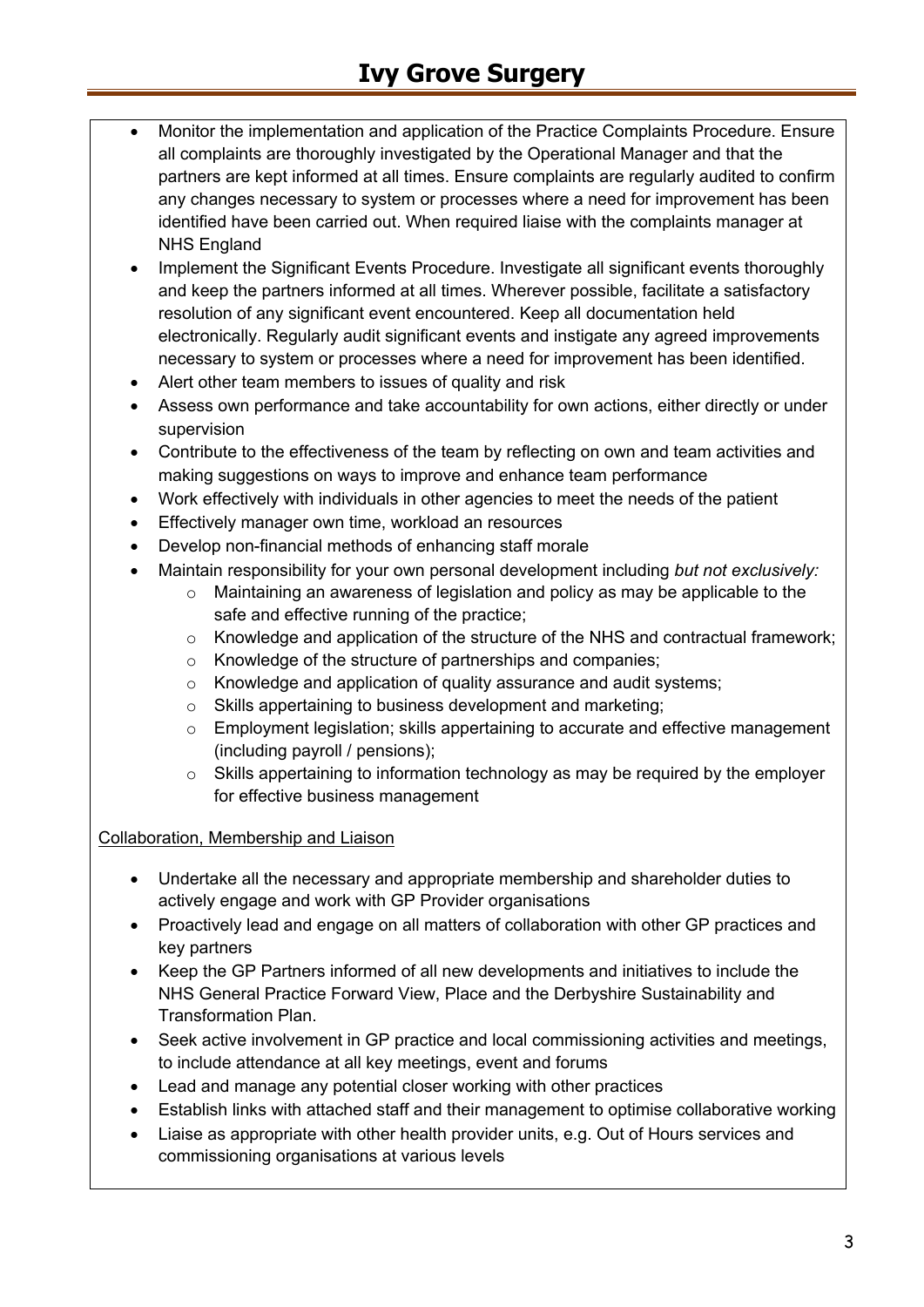- Monitor the implementation and application of the Practice Complaints Procedure. Ensure all complaints are thoroughly investigated by the Operational Manager and that the partners are kept informed at all times. Ensure complaints are regularly audited to confirm any changes necessary to system or processes where a need for improvement has been identified have been carried out. When required liaise with the complaints manager at NHS England
- Implement the Significant Events Procedure. Investigate all significant events thoroughly and keep the partners informed at all times. Wherever possible, facilitate a satisfactory resolution of any significant event encountered. Keep all documentation held electronically. Regularly audit significant events and instigate any agreed improvements necessary to system or processes where a need for improvement has been identified.
- Alert other team members to issues of quality and risk
- Assess own performance and take accountability for own actions, either directly or under supervision
- Contribute to the effectiveness of the team by reflecting on own and team activities and making suggestions on ways to improve and enhance team performance
- Work effectively with individuals in other agencies to meet the needs of the patient
- Effectively manager own time, workload an resources
- Develop non-financial methods of enhancing staff morale
- Maintain responsibility for your own personal development including *but not exclusively:*
  - Maintaining an awareness of legislation and policy as may be applicable to the safe and effective running of the practice;
  - Knowledge and application of the structure of the NHS and contractual framework;
  - Knowledge of the structure of partnerships and companies;
  - Knowledge and application of quality assurance and audit systems;
  - Skills appertaining to business development and marketing;
  - Employment legislation; skills appertaining to accurate and effective management (including payroll / pensions);
  - Skills appertaining to information technology as may be required by the employer for effective business management

<u>Collaboration, Membership and Liaison</u>

- Undertake all the necessary and appropriate membership and shareholder duties to actively engage and work with GP Provider organisations
- Proactively lead and engage on all matters of collaboration with other GP practices and key partners
- Keep the GP Partners informed of all new developments and initiatives to include the NHS General Practice Forward View, Place and the Derbyshire Sustainability and Transformation Plan.
- Seek active involvement in GP practice and local commissioning activities and meetings, to include attendance at all key meetings, event and forums
- Lead and manage any potential closer working with other practices
- Establish links with attached staff and their management to optimise collaborative working
- Liaise as appropriate with other health provider units, e.g. Out of Hours services and commissioning organisations at various levels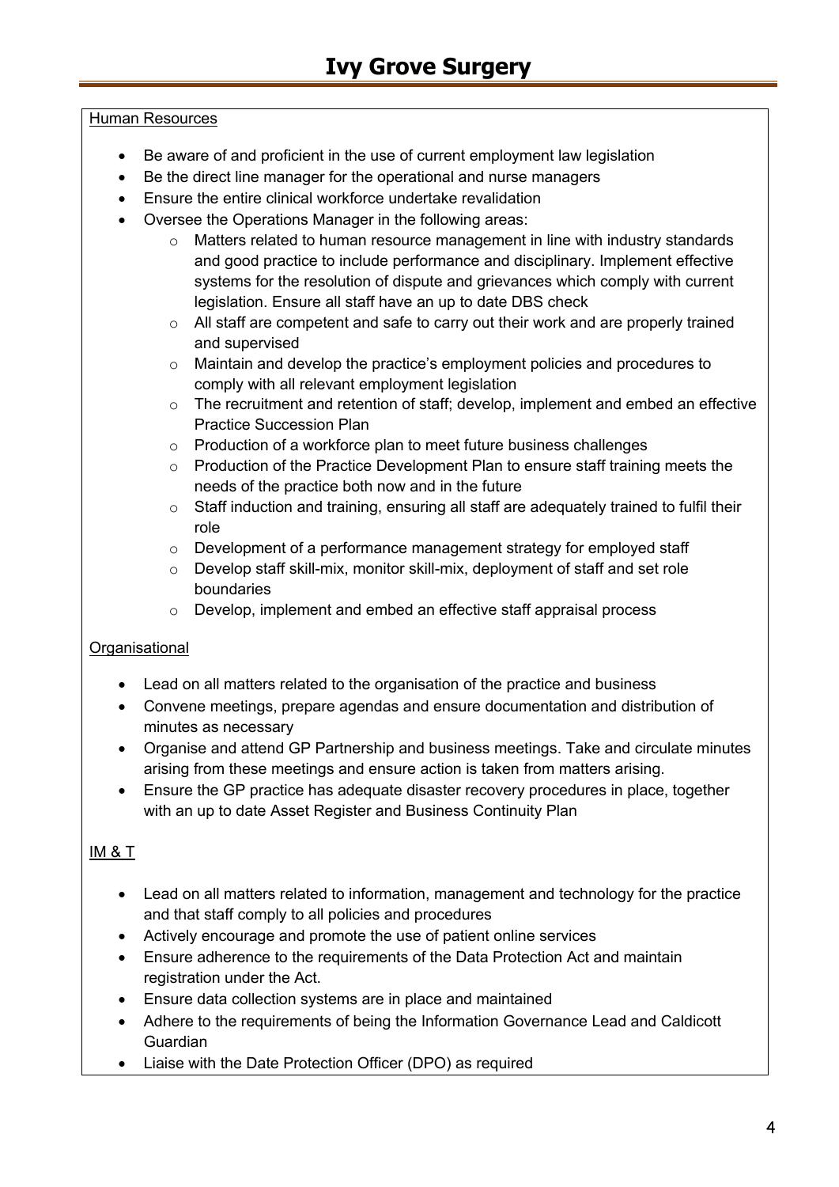Human Resources

- Be aware of and proficient in the use of current employment law legislation
- Be the direct line manager for the operational and nurse managers
- Ensure the entire clinical workforce undertake revalidation
- Oversee the Operations Manager in the following areas:
  - Matters related to human resource management in line with industry standards and good practice to include performance and disciplinary. Implement effective systems for the resolution of dispute and grievances which comply with current legislation. Ensure all staff have an up to date DBS check
  - All staff are competent and safe to carry out their work and are properly trained and supervised
  - Maintain and develop the practice's employment policies and procedures to comply with all relevant employment legislation
  - The recruitment and retention of staff; develop, implement and embed an effective Practice Succession Plan
  - Production of a workforce plan to meet future business challenges
  - Production of the Practice Development Plan to ensure staff training meets the needs of the practice both now and in the future
  - Staff induction and training, ensuring all staff are adequately trained to fulfil their role
  - Development of a performance management strategy for employed staff
  - Develop staff skill-mix, monitor skill-mix, deployment of staff and set role boundaries
  - Develop, implement and embed an effective staff appraisal process

Organisational

- Lead on all matters related to the organisation of the practice and business
- Convene meetings, prepare agendas and ensure documentation and distribution of minutes as necessary
- Organise and attend GP Partnership and business meetings. Take and circulate minutes arising from these meetings and ensure action is taken from matters arising.
- Ensure the GP practice has adequate disaster recovery procedures in place, together with an up to date Asset Register and Business Continuity Plan

IM & T

- Lead on all matters related to information, management and technology for the practice and that staff comply to all policies and procedures
- Actively encourage and promote the use of patient online services
- Ensure adherence to the requirements of the Data Protection Act and maintain registration under the Act.
- Ensure data collection systems are in place and maintained
- Adhere to the requirements of being the Information Governance Lead and Caldicott Guardian
- Liaise with the Date Protection Officer (DPO) as required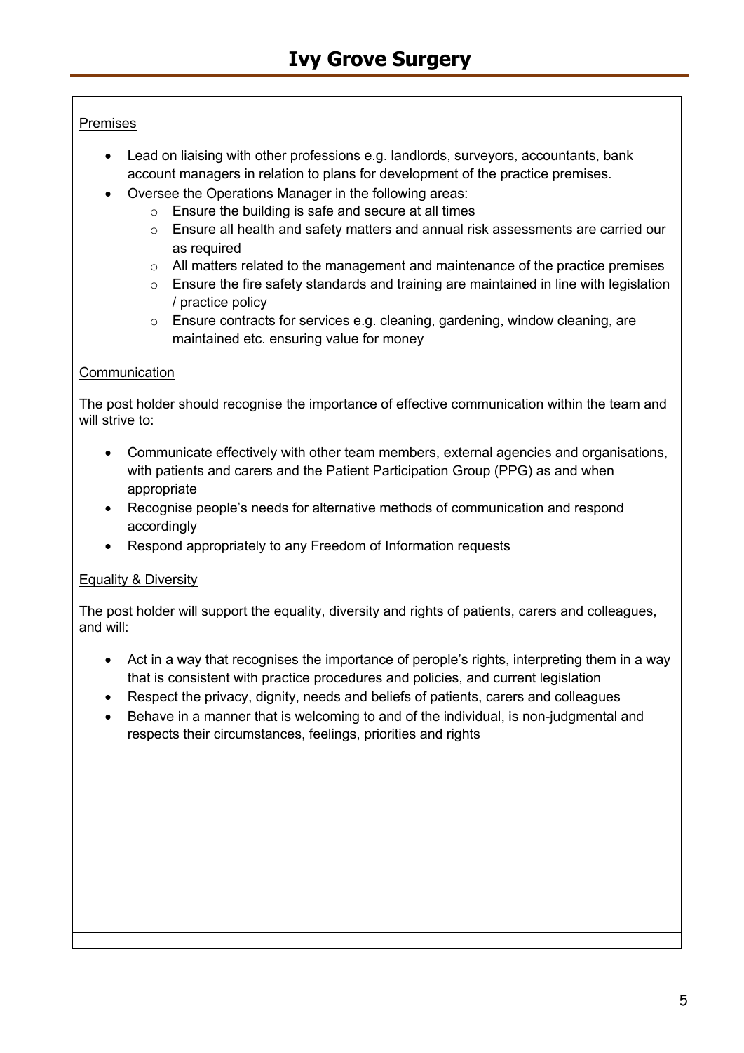Premises

- Lead on liaising with other professions e.g. landlords, surveyors, accountants, bank account managers in relation to plans for development of the practice premises.
- Oversee the Operations Manager in the following areas:
    - Ensure the building is safe and secure at all times
    - Ensure all health and safety matters and annual risk assessments are carried our as required
    - All matters related to the management and maintenance of the practice premises
    - Ensure the fire safety standards and training are maintained in line with legislation / practice policy
    - Ensure contracts for services e.g. cleaning, gardening, window cleaning, are maintained etc. ensuring value for money

Communication

The post holder should recognise the importance of effective communication within the team and will strive to:

- Communicate effectively with other team members, external agencies and organisations, with patients and carers and the Patient Participation Group (PPG) as and when appropriate
- Recognise people's needs for alternative methods of communication and respond accordingly
- Respond appropriately to any Freedom of Information requests

Equality & Diversity

The post holder will support the equality, diversity and rights of patients, carers and colleagues, and will:

- Act in a way that recognises the importance of perople's rights, interpreting them in a way that is consistent with practice procedures and policies, and current legislation
- Respect the privacy, dignity, needs and beliefs of patients, carers and colleagues
- Behave in a manner that is welcoming to and of the individual, is non-judgmental and respects their circumstances, feelings, priorities and rights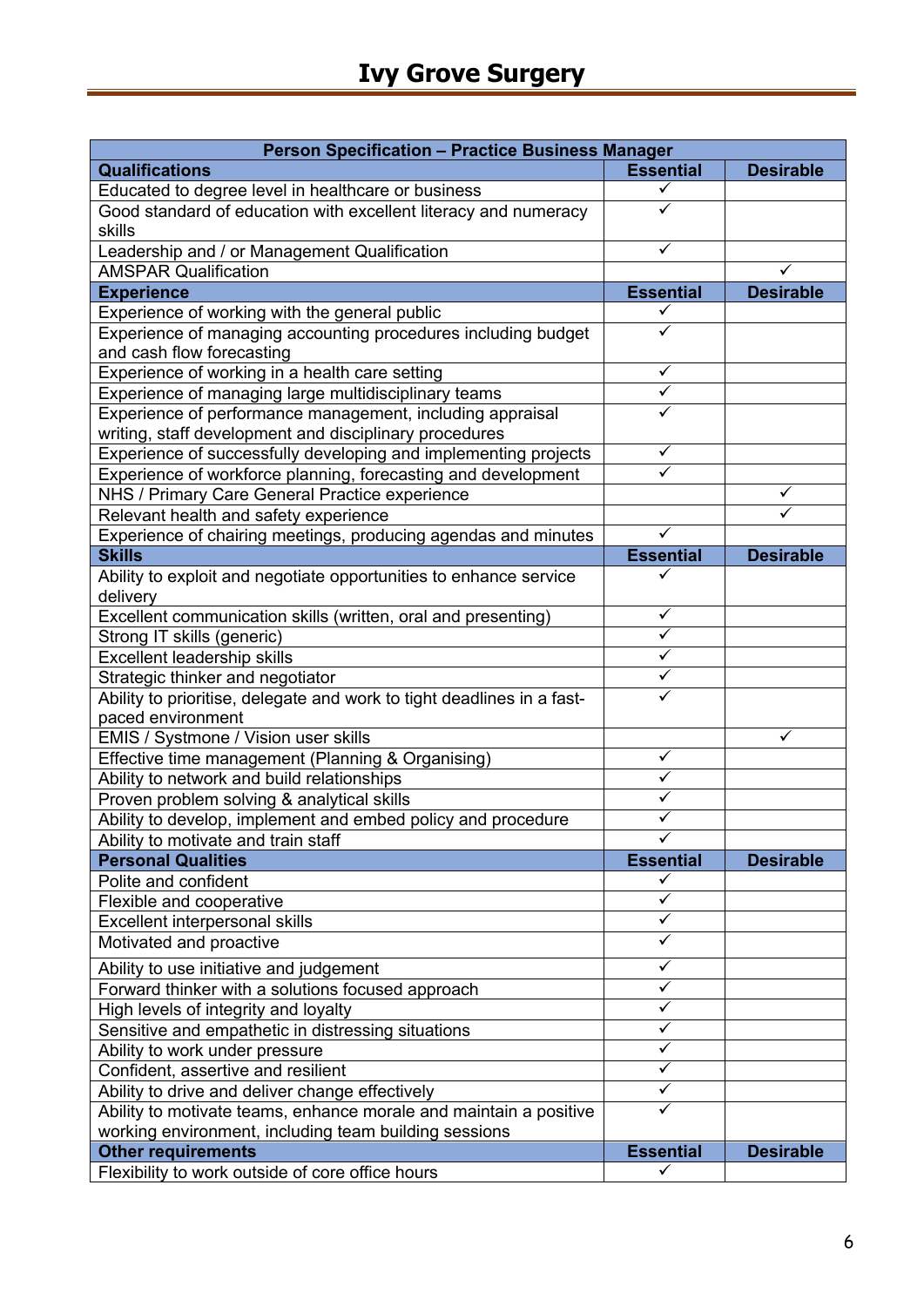# Ivy Grove Surgery

| Person Specification – Practice Business Manager | | |
|---|---|---|
| **Qualifications** | **Essential** | **Desirable** |
| Educated to degree level in healthcare or business | ✓ | |
| Good standard of education with excellent literacy and numeracy skills | ✓ | |
| Leadership and / or Management Qualification | ✓ | |
| AMSPAR Qualification | | ✓ |
| **Experience** | **Essential** | **Desirable** |
| Experience of working with the general public | ✓ | |
| Experience of managing accounting procedures including budget and cash flow forecasting | ✓ | |
| Experience of working in a health care setting | ✓ | |
| Experience of managing large multidisciplinary teams | ✓ | |
| Experience of performance management, including appraisal writing, staff development and disciplinary procedures | ✓ | |
| Experience of successfully developing and implementing projects | ✓ | |
| Experience of workforce planning, forecasting and development | ✓ | |
| NHS / Primary Care General Practice experience | | ✓ |
| Relevant health and safety experience | | ✓ |
| Experience of chairing meetings, producing agendas and minutes | ✓ | |
| **Skills** | **Essential** | **Desirable** |
| Ability to exploit and negotiate opportunities to enhance service delivery | ✓ | |
| Excellent communication skills (written, oral and presenting) | ✓ | |
| Strong IT skills (generic) | ✓ | |
| Excellent leadership skills | ✓ | |
| Strategic thinker and negotiator | ✓ | |
| Ability to prioritise, delegate and work to tight deadlines in a fast-paced environment | ✓ | |
| EMIS / Systmone / Vision user skills | | ✓ |
| Effective time management (Planning & Organising) | ✓ | |
| Ability to network and build relationships | ✓ | |
| Proven problem solving & analytical skills | ✓ | |
| Ability to develop, implement and embed policy and procedure | ✓ | |
| Ability to motivate and train staff | ✓ | |
| **Personal Qualities** | **Essential** | **Desirable** |
| Polite and confident | ✓ | |
| Flexible and cooperative | ✓ | |
| Excellent interpersonal skills | ✓ | |
| Motivated and proactive | ✓ | |
| Ability to use initiative and judgement | ✓ | |
| Forward thinker with a solutions focused approach | ✓ | |
| High levels of integrity and loyalty | ✓ | |
| Sensitive and empathetic in distressing situations | ✓ | |
| Ability to work under pressure | ✓ | |
| Confident, assertive and resilient | ✓ | |
| Ability to drive and deliver change effectively | ✓ | |
| Ability to motivate teams, enhance morale and maintain a positive working environment, including team building sessions | ✓ | |
| **Other requirements** | **Essential** | **Desirable** |
| Flexibility to work outside of core office hours | ✓ | |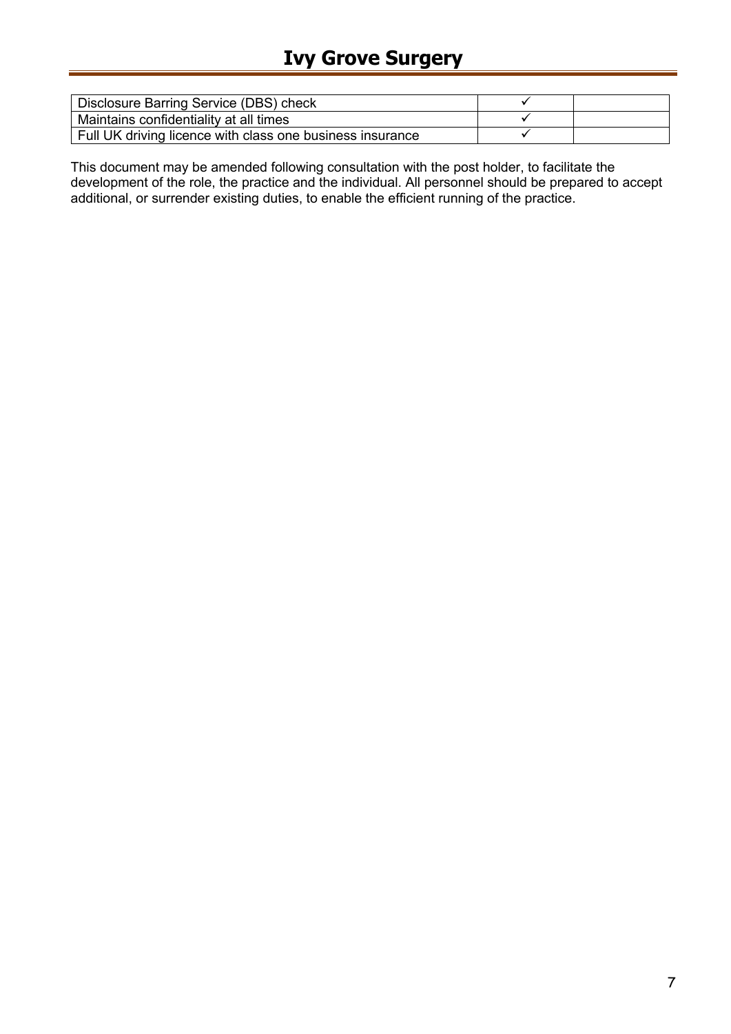| | | |
|---|---|---|
| Disclosure Barring Service (DBS) check | ✓ | |
| Maintains confidentiality at all times | ✓ | |
| Full UK driving licence with class one business insurance | ✓ | |

This document may be amended following consultation with the post holder, to facilitate the development of the role, the practice and the individual. All personnel should be prepared to accept additional, or surrender existing duties, to enable the efficient running of the practice.